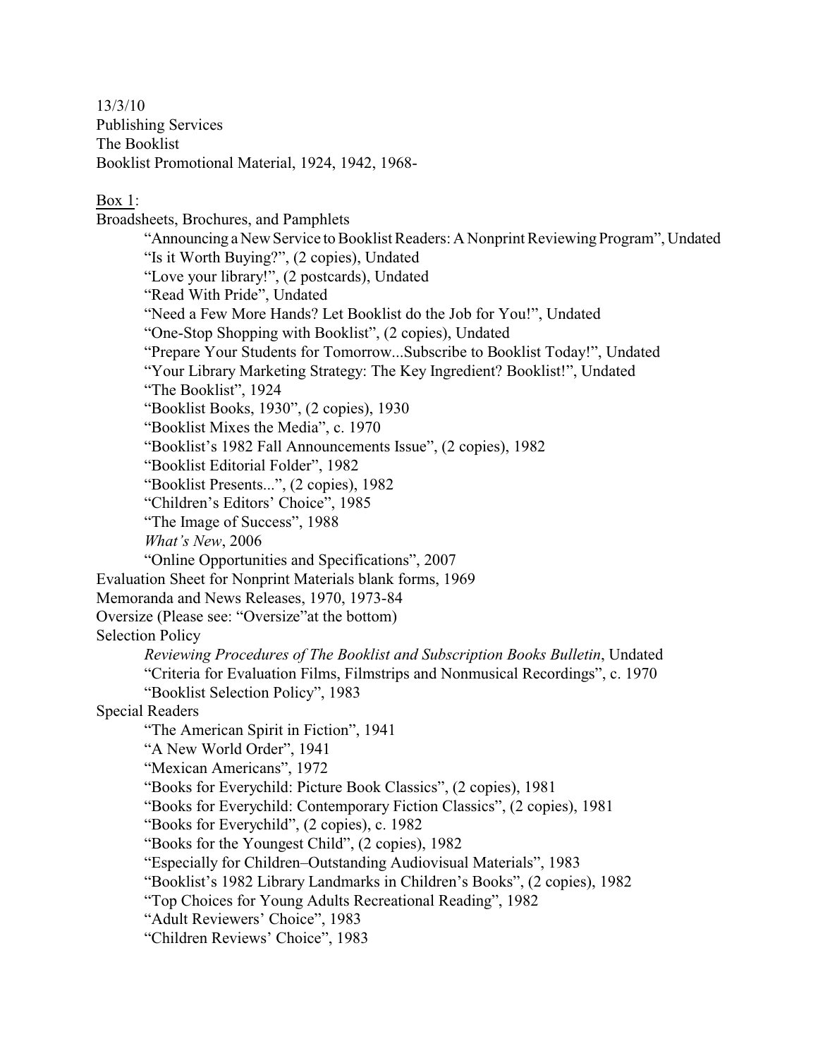13/3/10
Publishing Services
The Booklist
Booklist Promotional Material, 1924, 1942, 1968-

<u>Box 1</u>:

Broadsheets, Brochures, and Pamphlets

- "Announcing a New Service to Booklist Readers: A Nonprint Reviewing Program", Undated
- "Is it Worth Buying?", (2 copies), Undated
- "Love your library!", (2 postcards), Undated
- "Read With Pride", Undated
- "Need a Few More Hands? Let Booklist do the Job for You!", Undated
- "One-Stop Shopping with Booklist", (2 copies), Undated
- "Prepare Your Students for Tomorrow...Subscribe to Booklist Today!", Undated
- "Your Library Marketing Strategy: The Key Ingredient? Booklist!", Undated
- "The Booklist", 1924
- "Booklist Books, 1930", (2 copies), 1930
- "Booklist Mixes the Media", c. 1970
- "Booklist's 1982 Fall Announcements Issue", (2 copies), 1982
- "Booklist Editorial Folder", 1982
- "Booklist Presents...", (2 copies), 1982
- "Children's Editors' Choice", 1985
- "The Image of Success", 1988
- *What's New*, 2006
- "Online Opportunities and Specifications", 2007

Evaluation Sheet for Nonprint Materials blank forms, 1969

Memoranda and News Releases, 1970, 1973-84

Oversize (Please see: "Oversize"at the bottom)

Selection Policy

- *Reviewing Procedures of The Booklist and Subscription Books Bulletin*, Undated
- "Criteria for Evaluation Films, Filmstrips and Nonmusical Recordings", c. 1970
- "Booklist Selection Policy", 1983

Special Readers

- "The American Spirit in Fiction", 1941
- "A New World Order", 1941
- "Mexican Americans", 1972
- "Books for Everychild: Picture Book Classics", (2 copies), 1981
- "Books for Everychild: Contemporary Fiction Classics", (2 copies), 1981
- "Books for Everychild", (2 copies), c. 1982
- "Books for the Youngest Child", (2 copies), 1982
- "Especially for Children–Outstanding Audiovisual Materials", 1983
- "Booklist's 1982 Library Landmarks in Children's Books", (2 copies), 1982
- "Top Choices for Young Adults Recreational Reading", 1982
- "Adult Reviewers' Choice", 1983
- "Children Reviews' Choice", 1983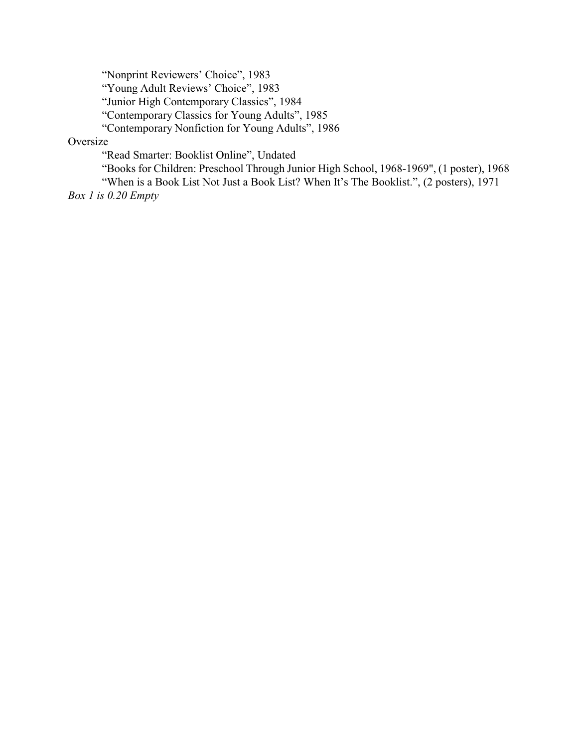"Nonprint Reviewers' Choice", 1983
"Young Adult Reviews' Choice", 1983
"Junior High Contemporary Classics", 1984
"Contemporary Classics for Young Adults", 1985
"Contemporary Nonfiction for Young Adults", 1986

Oversize

"Read Smarter: Booklist Online", Undated
"Books for Children: Preschool Through Junior High School, 1968-1969", (1 poster), 1968
"When is a Book List Not Just a Book List? When It's The Booklist.", (2 posters), 1971

*Box 1 is 0.20 Empty*